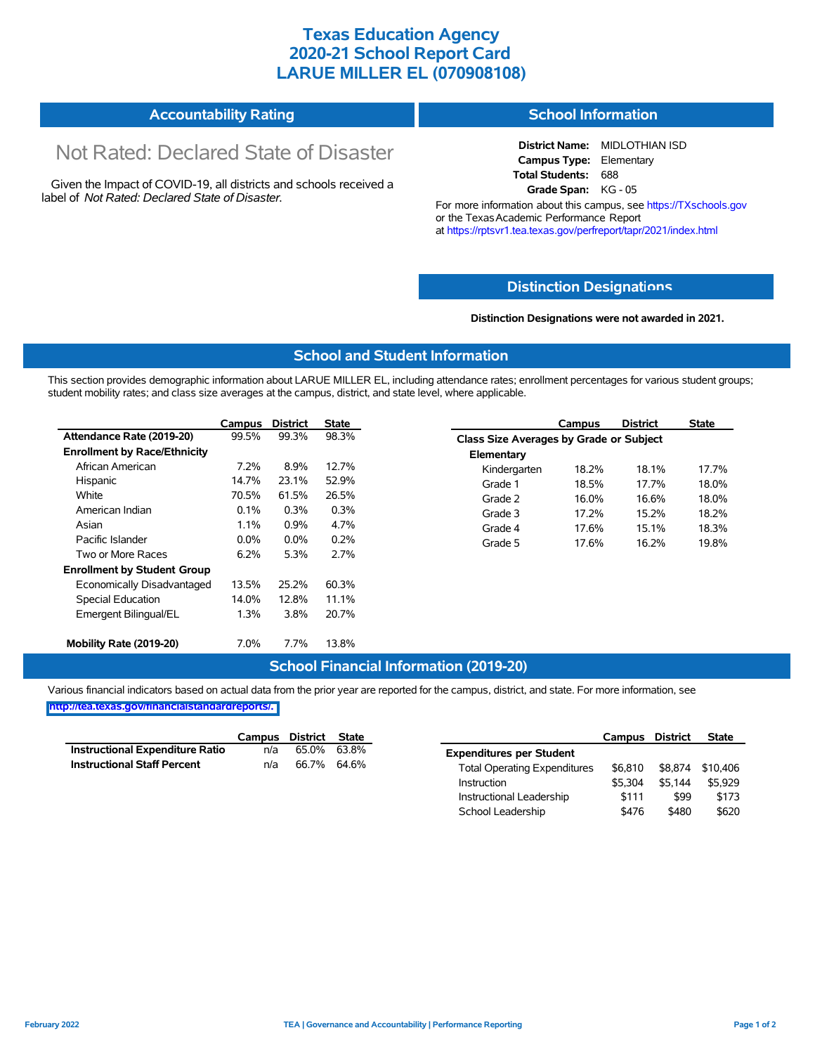# Texas Education Agency
# 2020-21 School Report Card
# LARUE MILLER EL (070908108)

## Accountability Rating

Not Rated: Declared State of Disaster

Given the Impact of COVID-19, all districts and schools received a label of *Not Rated: Declared State of Disaster*.

## School Information

**District Name:** MIDLOTHIAN ISD
**Campus Type:** Elementary
**Total Students:** 688
**Grade Span:** KG - 05

For more information about this campus, see https://TXschools.gov or the Texas Academic Performance Report at https://rptsvr1.tea.texas.gov/perfreport/tapr/2021/index.html

## Distinction Designations

**Distinction Designations were not awarded in 2021.**

## School and Student Information

This section provides demographic information about LARUE MILLER EL, including attendance rates; enrollment percentages for various student groups; student mobility rates; and class size averages at the campus, district, and state level, where applicable.

| | Campus | District | State |
|---|---|---|---|
| **Attendance Rate (2019-20)** | 99.5% | 99.3% | 98.3% |
| **Enrollment by Race/Ethnicity** | | | |
| African American | 7.2% | 8.9% | 12.7% |
| Hispanic | 14.7% | 23.1% | 52.9% |
| White | 70.5% | 61.5% | 26.5% |
| American Indian | 0.1% | 0.3% | 0.3% |
| Asian | 1.1% | 0.9% | 4.7% |
| Pacific Islander | 0.0% | 0.0% | 0.2% |
| Two or More Races | 6.2% | 5.3% | 2.7% |
| **Enrollment by Student Group** | | | |
| Economically Disadvantaged | 13.5% | 25.2% | 60.3% |
| Special Education | 14.0% | 12.8% | 11.1% |
| Emergent Bilingual/EL | 1.3% | 3.8% | 20.7% |
| **Mobility Rate (2019-20)** | 7.0% | 7.7% | 13.8% |

| | Campus | District | State |
|---|---|---|---|
| **Class Size Averages by Grade or Subject** | | | |
| **Elementary** | | | |
| Kindergarten | 18.2% | 18.1% | 17.7% |
| Grade 1 | 18.5% | 17.7% | 18.0% |
| Grade 2 | 16.0% | 16.6% | 18.0% |
| Grade 3 | 17.2% | 15.2% | 18.2% |
| Grade 4 | 17.6% | 15.1% | 18.3% |
| Grade 5 | 17.6% | 16.2% | 19.8% |

## School Financial Information (2019-20)

Various financial indicators based on actual data from the prior year are reported for the campus, district, and state. For more information, see http://tea.texas.gov/financialstandardreports/.

| | Campus | District | State |
|---|---|---|---|
| **Instructional Expenditure Ratio** | n/a | 65.0% | 63.8% |
| **Instructional Staff Percent** | n/a | 66.7% | 64.6% |

| | Campus | District | State |
|---|---|---|---|
| **Expenditures per Student** | | | |
| Total Operating Expenditures | $6,810 | $8,874 | $10,406 |
| Instruction | $5,304 | $5,144 | $5,929 |
| Instructional Leadership | $111 | $99 | $173 |
| School Leadership | $476 | $480 | $620 |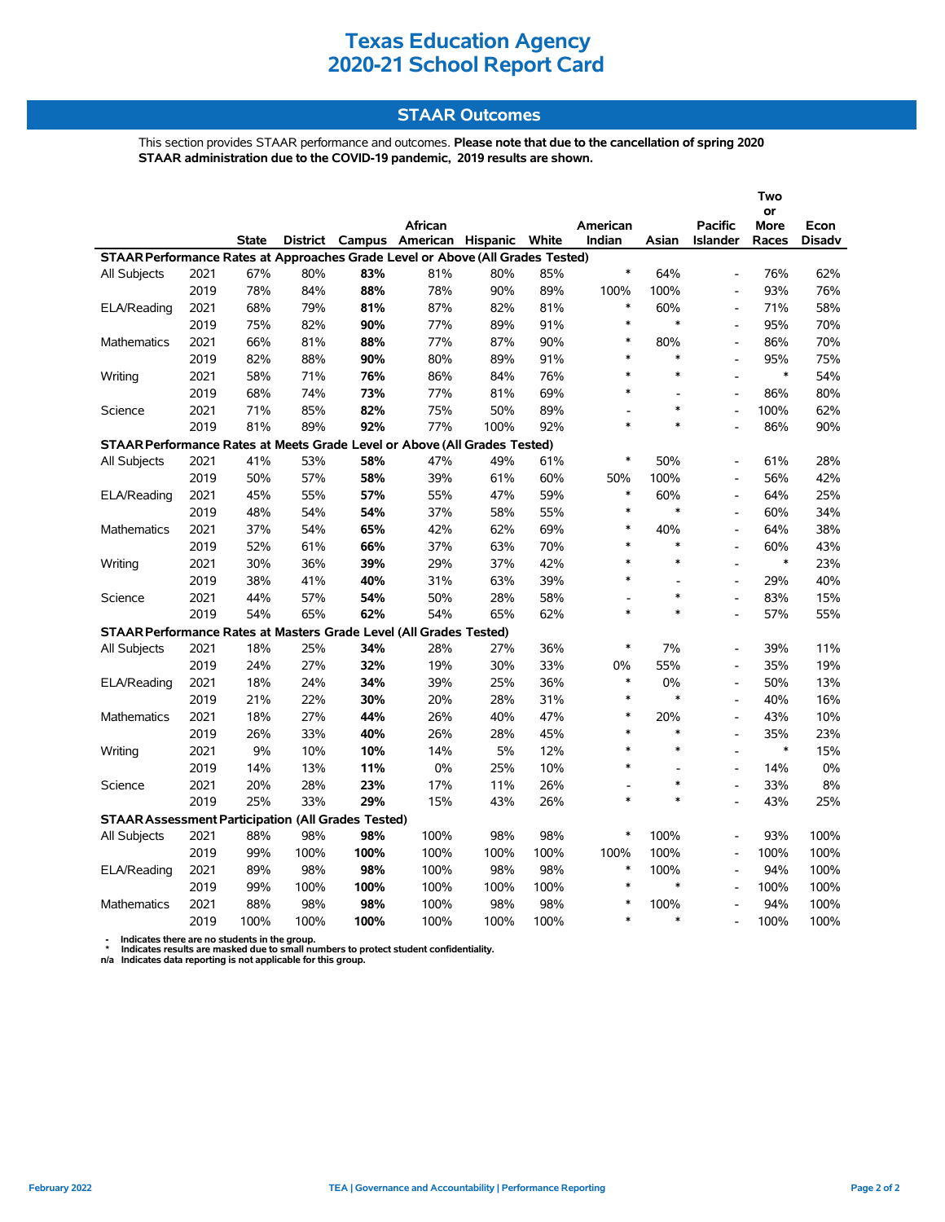# Texas Education Agency
# 2020-21 School Report Card

## STAAR Outcomes

This section provides STAAR performance and outcomes. **Please note that due to the cancellation of spring 2020 STAAR administration due to the COVID-19 pandemic, 2019 results are shown.**

| | | State | District | Campus | African American | Hispanic | White | American Indian | Asian | Pacific Islander | Two or More Races | Econ Disadv |
|---|---|---|---|---|---|---|---|---|---|---|---|---|
| **STAAR Performance Rates at Approaches Grade Level or Above (All Grades Tested)** | | | | | | | | | | | | |
| All Subjects | 2021 | 67% | 80% | **83%** | 81% | 80% | 85% | * | 64% | - | 76% | 62% |
| | 2019 | 78% | 84% | **88%** | 78% | 90% | 89% | 100% | 100% | - | 93% | 76% |
| ELA/Reading | 2021 | 68% | 79% | **81%** | 87% | 82% | 81% | * | 60% | - | 71% | 58% |
| | 2019 | 75% | 82% | **90%** | 77% | 89% | 91% | * | * | - | 95% | 70% |
| Mathematics | 2021 | 66% | 81% | **88%** | 77% | 87% | 90% | * | 80% | - | 86% | 70% |
| | 2019 | 82% | 88% | **90%** | 80% | 89% | 91% | * | * | - | 95% | 75% |
| Writing | 2021 | 58% | 71% | **76%** | 86% | 84% | 76% | * | * | - | * | 54% |
| | 2019 | 68% | 74% | **73%** | 77% | 81% | 69% | * | - | - | 86% | 80% |
| Science | 2021 | 71% | 85% | **82%** | 75% | 50% | 89% | - | * | - | 100% | 62% |
| | 2019 | 81% | 89% | **92%** | 77% | 100% | 92% | * | * | - | 86% | 90% |
| **STAAR Performance Rates at Meets Grade Level or Above (All Grades Tested)** | | | | | | | | | | | | |
| All Subjects | 2021 | 41% | 53% | **58%** | 47% | 49% | 61% | * | 50% | - | 61% | 28% |
| | 2019 | 50% | 57% | **58%** | 39% | 61% | 60% | 50% | 100% | - | 56% | 42% |
| ELA/Reading | 2021 | 45% | 55% | **57%** | 55% | 47% | 59% | * | 60% | - | 64% | 25% |
| | 2019 | 48% | 54% | **54%** | 37% | 58% | 55% | * | * | - | 60% | 34% |
| Mathematics | 2021 | 37% | 54% | **65%** | 42% | 62% | 69% | * | 40% | - | 64% | 38% |
| | 2019 | 52% | 61% | **66%** | 37% | 63% | 70% | * | * | - | 60% | 43% |
| Writing | 2021 | 30% | 36% | **39%** | 29% | 37% | 42% | * | * | - | * | 23% |
| | 2019 | 38% | 41% | **40%** | 31% | 63% | 39% | * | - | - | 29% | 40% |
| Science | 2021 | 44% | 57% | **54%** | 50% | 28% | 58% | - | * | - | 83% | 15% |
| | 2019 | 54% | 65% | **62%** | 54% | 65% | 62% | * | * | - | 57% | 55% |
| **STAAR Performance Rates at Masters Grade Level (All Grades Tested)** | | | | | | | | | | | | |
| All Subjects | 2021 | 18% | 25% | **34%** | 28% | 27% | 36% | * | 7% | - | 39% | 11% |
| | 2019 | 24% | 27% | **32%** | 19% | 30% | 33% | 0% | 55% | - | 35% | 19% |
| ELA/Reading | 2021 | 18% | 24% | **34%** | 39% | 25% | 36% | * | 0% | - | 50% | 13% |
| | 2019 | 21% | 22% | **30%** | 20% | 28% | 31% | * | * | - | 40% | 16% |
| Mathematics | 2021 | 18% | 27% | **44%** | 26% | 40% | 47% | * | 20% | - | 43% | 10% |
| | 2019 | 26% | 33% | **40%** | 26% | 28% | 45% | * | * | - | 35% | 23% |
| Writing | 2021 | 9% | 10% | **10%** | 14% | 5% | 12% | * | * | - | * | 15% |
| | 2019 | 14% | 13% | **11%** | 0% | 25% | 10% | * | - | - | 14% | 0% |
| Science | 2021 | 20% | 28% | **23%** | 17% | 11% | 26% | - | * | - | 33% | 8% |
| | 2019 | 25% | 33% | **29%** | 15% | 43% | 26% | * | * | - | 43% | 25% |
| **STAAR Assessment Participation (All Grades Tested)** | | | | | | | | | | | | |
| All Subjects | 2021 | 88% | 98% | **98%** | 100% | 98% | 98% | * | 100% | - | 93% | 100% |
| | 2019 | 99% | 100% | **100%** | 100% | 100% | 100% | 100% | 100% | - | 100% | 100% |
| ELA/Reading | 2021 | 89% | 98% | **98%** | 100% | 98% | 98% | * | 100% | - | 94% | 100% |
| | 2019 | 99% | 100% | **100%** | 100% | 100% | 100% | * | * | - | 100% | 100% |
| Mathematics | 2021 | 88% | 98% | **98%** | 100% | 98% | 98% | * | 100% | - | 94% | 100% |
| | 2019 | 100% | 100% | **100%** | 100% | 100% | 100% | * | * | - | 100% | 100% |

- Indicates there are no students in the group.
\* Indicates results are masked due to small numbers to protect student confidentiality.
n/a Indicates data reporting is not applicable for this group.